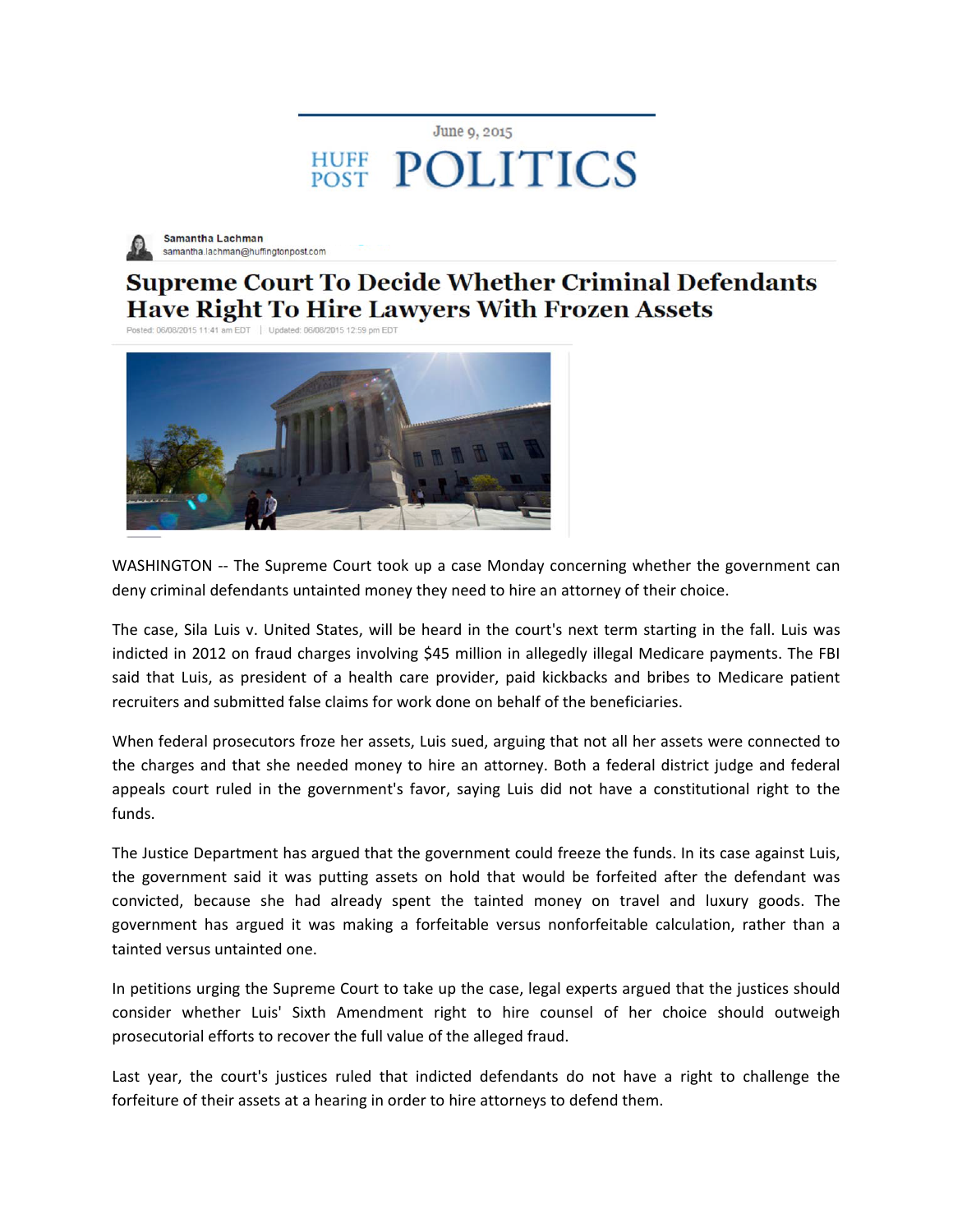June 9, 2015

HUFF POST **POLITICS**

**Samantha Lachman**
samantha.lachman@huffingtonpost.com

# Supreme Court To Decide Whether Criminal Defendants Have Right To Hire Lawyers With Frozen Assets

Posted: 06/08/2015 11:41 am EDT | Updated: 06/08/2015 12:59 pm EDT

WASHINGTON -- The Supreme Court took up a case Monday concerning whether the government can deny criminal defendants untainted money they need to hire an attorney of their choice.

The case, Sila Luis v. United States, will be heard in the court's next term starting in the fall. Luis was indicted in 2012 on fraud charges involving $45 million in allegedly illegal Medicare payments. The FBI said that Luis, as president of a health care provider, paid kickbacks and bribes to Medicare patient recruiters and submitted false claims for work done on behalf of the beneficiaries.

When federal prosecutors froze her assets, Luis sued, arguing that not all her assets were connected to the charges and that she needed money to hire an attorney. Both a federal district judge and federal appeals court ruled in the government's favor, saying Luis did not have a constitutional right to the funds.

The Justice Department has argued that the government could freeze the funds. In its case against Luis, the government said it was putting assets on hold that would be forfeited after the defendant was convicted, because she had already spent the tainted money on travel and luxury goods. The government has argued it was making a forfeitable versus nonforfeitable calculation, rather than a tainted versus untainted one.

In petitions urging the Supreme Court to take up the case, legal experts argued that the justices should consider whether Luis' Sixth Amendment right to hire counsel of her choice should outweigh prosecutorial efforts to recover the full value of the alleged fraud.

Last year, the court's justices ruled that indicted defendants do not have a right to challenge the forfeiture of their assets at a hearing in order to hire attorneys to defend them.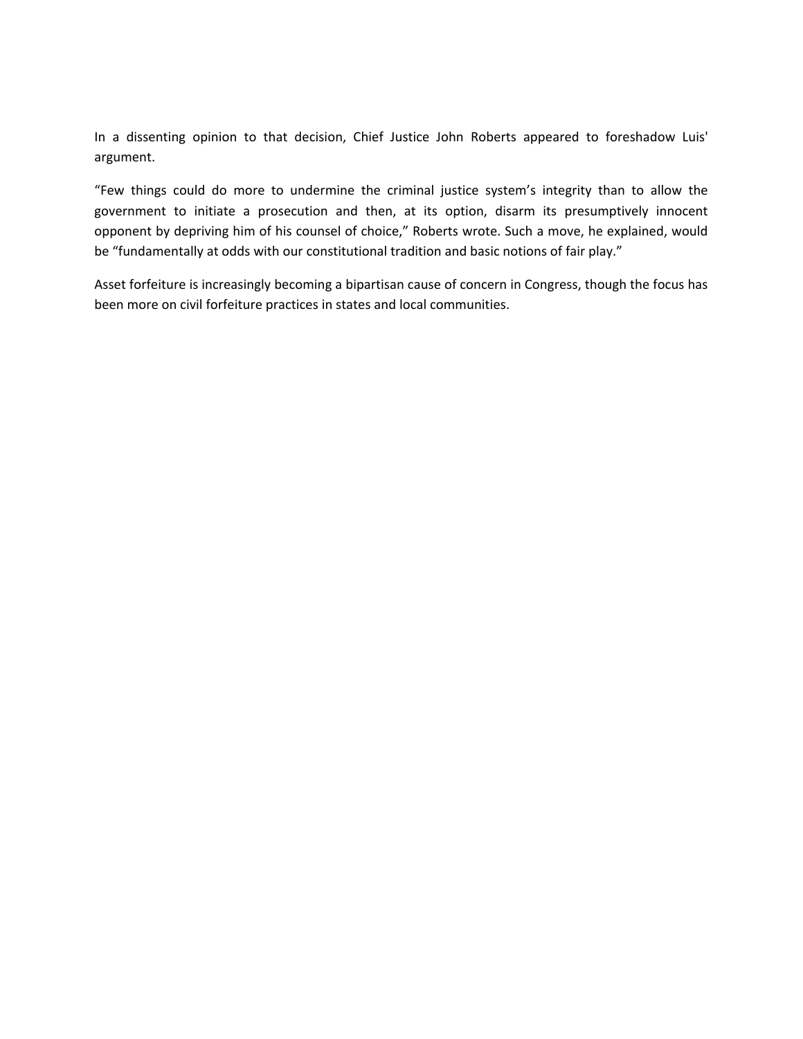In a dissenting opinion to that decision, Chief Justice John Roberts appeared to foreshadow Luis' argument.

"Few things could do more to undermine the criminal justice system's integrity than to allow the government to initiate a prosecution and then, at its option, disarm its presumptively innocent opponent by depriving him of his counsel of choice," Roberts wrote. Such a move, he explained, would be "fundamentally at odds with our constitutional tradition and basic notions of fair play."

Asset forfeiture is increasingly becoming a bipartisan cause of concern in Congress, though the focus has been more on civil forfeiture practices in states and local communities.